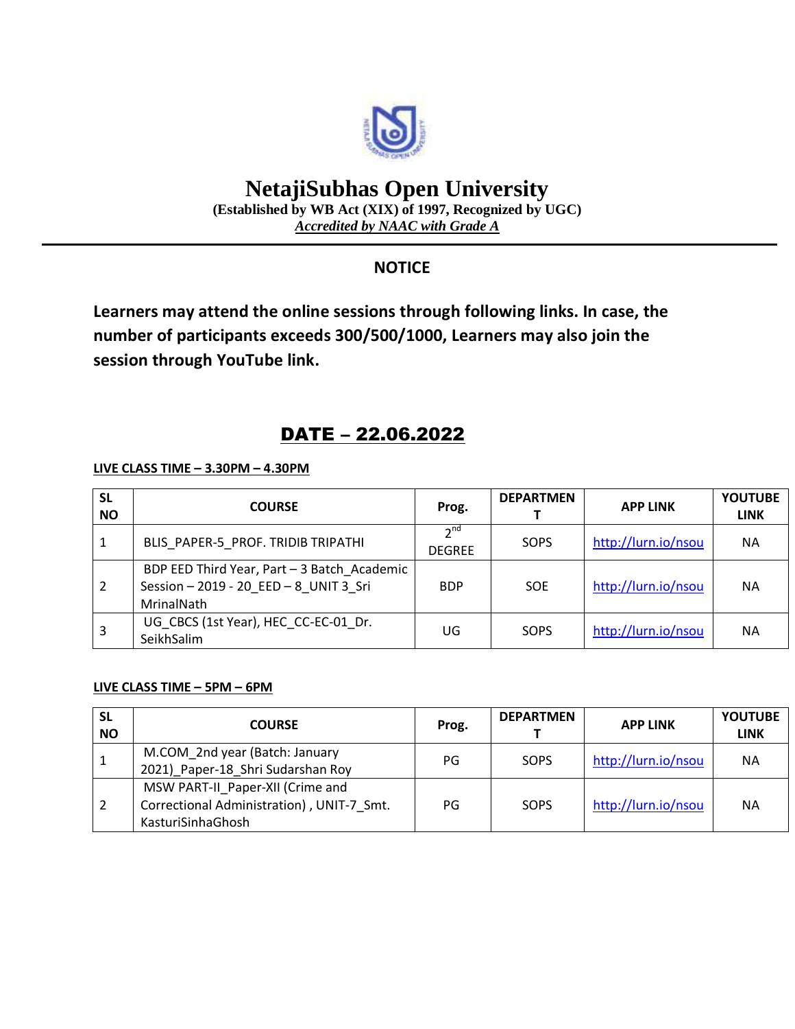# NetajiSubhas Open University

**(Established by WB Act (XIX) of 1997, Recognized by UGC)**

***Accredited by NAAC with Grade A***

## NOTICE

**Learners may attend the online sessions through following links. In case, the number of participants exceeds 300/500/1000, Learners may also join the session through YouTube link.**

## DATE – 22.06.2022

**LIVE CLASS TIME – 3.30PM – 4.30PM**

| SL NO | COURSE | Prog. | DEPARTMENT | APP LINK | YOUTUBE LINK |
|---|---|---|---|---|---|
| 1 | BLIS_PAPER-5_PROF. TRIDIB TRIPATHI | 2nd DEGREE | SOPS | http://lurn.io/nsou | NA |
| 2 | BDP EED Third Year, Part – 3 Batch_Academic Session – 2019 - 20_EED – 8_UNIT 3_Sri MrinalNath | BDP | SOE | http://lurn.io/nsou | NA |
| 3 | UG_CBCS (1st Year), HEC_CC-EC-01_Dr. SeikhSalim | UG | SOPS | http://lurn.io/nsou | NA |

**LIVE CLASS TIME – 5PM – 6PM**

| SL NO | COURSE | Prog. | DEPARTMENT | APP LINK | YOUTUBE LINK |
|---|---|---|---|---|---|
| 1 | M.COM_2nd year (Batch: January 2021)_Paper-18_Shri Sudarshan Roy | PG | SOPS | http://lurn.io/nsou | NA |
| 2 | MSW PART-II_Paper-XII (Crime and Correctional Administration) , UNIT-7_Smt. KasturiSinhaGhosh | PG | SOPS | http://lurn.io/nsou | NA |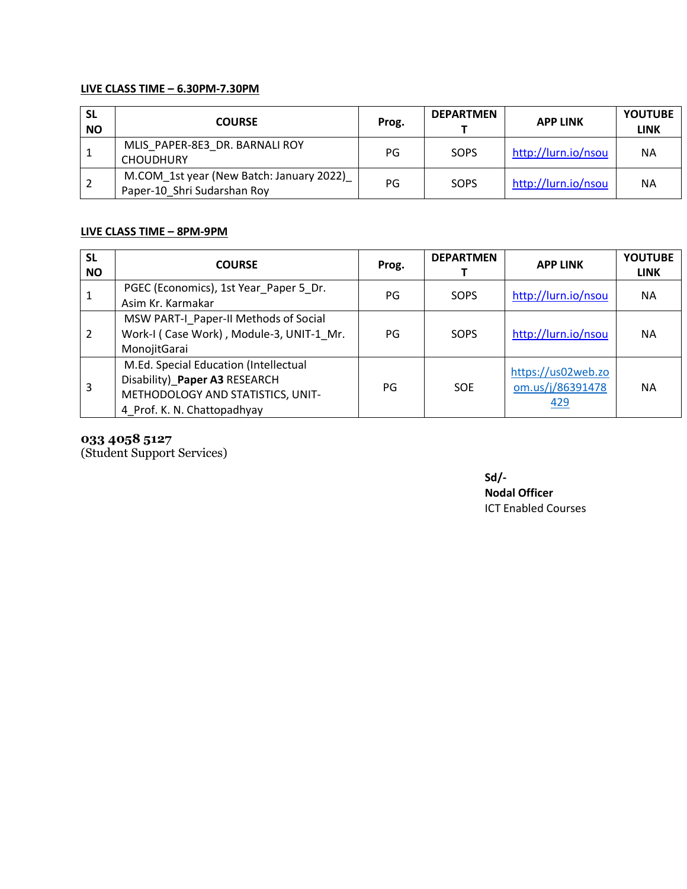**LIVE CLASS TIME – 6.30PM-7.30PM**

| SL NO | COURSE | Prog. | DEPARTMENT | APP LINK | YOUTUBE LINK |
|---|---|---|---|---|---|
| 1 | MLIS_PAPER-8E3_DR. BARNALI ROY CHOUDHURY | PG | SOPS | http://lurn.io/nsou | NA |
| 2 | M.COM_1st year (New Batch: January 2022)_ Paper-10_Shri Sudarshan Roy | PG | SOPS | http://lurn.io/nsou | NA |

**LIVE CLASS TIME – 8PM-9PM**

| SL NO | COURSE | Prog. | DEPARTMENT | APP LINK | YOUTUBE LINK |
|---|---|---|---|---|---|
| 1 | PGEC (Economics), 1st Year_Paper 5_Dr. Asim Kr. Karmakar | PG | SOPS | http://lurn.io/nsou | NA |
| 2 | MSW PART-I_Paper-II Methods of Social Work-I ( Case Work) , Module-3, UNIT-1_Mr. MonojitGarai | PG | SOPS | http://lurn.io/nsou | NA |
| 3 | M.Ed. Special Education (Intellectual Disability)_**Paper A3** RESEARCH METHODOLOGY AND STATISTICS, UNIT-4_Prof. K. N. Chattopadhyay | PG | SOE | https://us02web.zoom.us/j/86391478429 | NA |

**033 4058 5127**
(Student Support Services)

**Sd/-**
**Nodal Officer**
ICT Enabled Courses